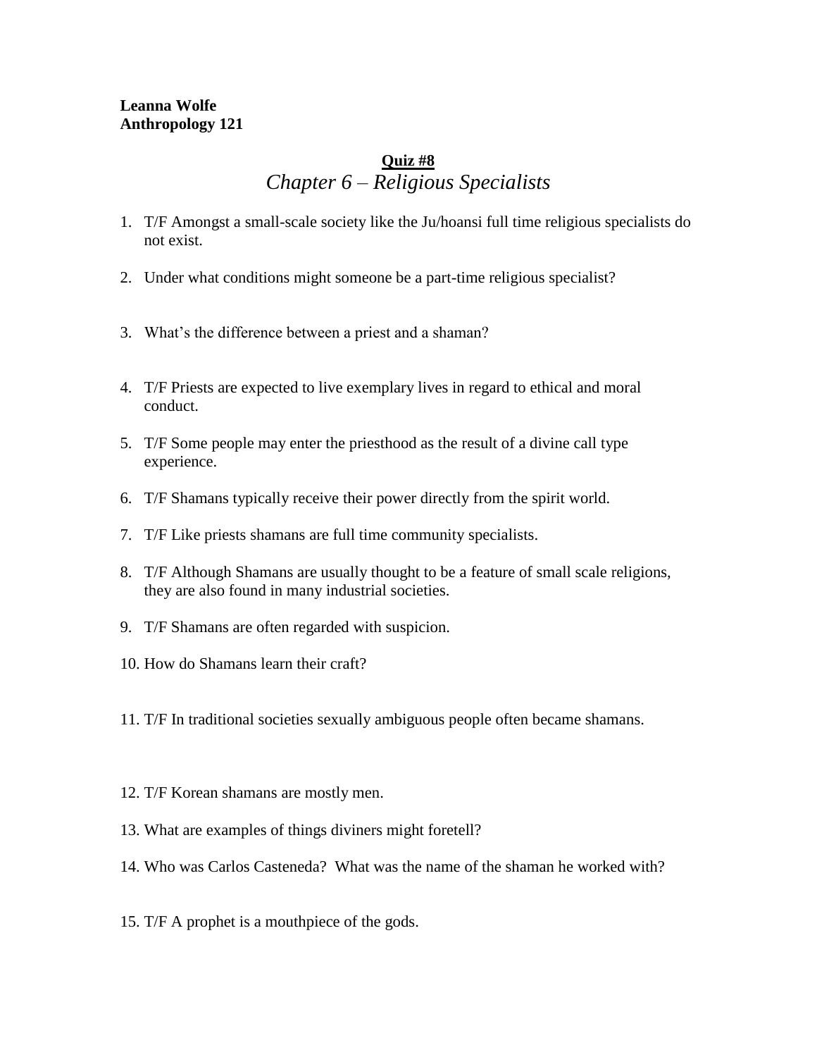**Leanna Wolfe**
**Anthropology 121**

## Quiz #8

### *Chapter 6 – Religious Specialists*

1. T/F Amongst a small-scale society like the Ju/hoansi full time religious specialists do not exist.

2. Under what conditions might someone be a part-time religious specialist?

3. What's the difference between a priest and a shaman?

4. T/F Priests are expected to live exemplary lives in regard to ethical and moral conduct.

5. T/F Some people may enter the priesthood as the result of a divine call type experience.

6. T/F Shamans typically receive their power directly from the spirit world.

7. T/F Like priests shamans are full time community specialists.

8. T/F Although Shamans are usually thought to be a feature of small scale religions, they are also found in many industrial societies.

9. T/F Shamans are often regarded with suspicion.

10. How do Shamans learn their craft?

11. T/F In traditional societies sexually ambiguous people often became shamans.

12. T/F Korean shamans are mostly men.

13. What are examples of things diviners might foretell?

14. Who was Carlos Casteneda? What was the name of the shaman he worked with?

15. T/F A prophet is a mouthpiece of the gods.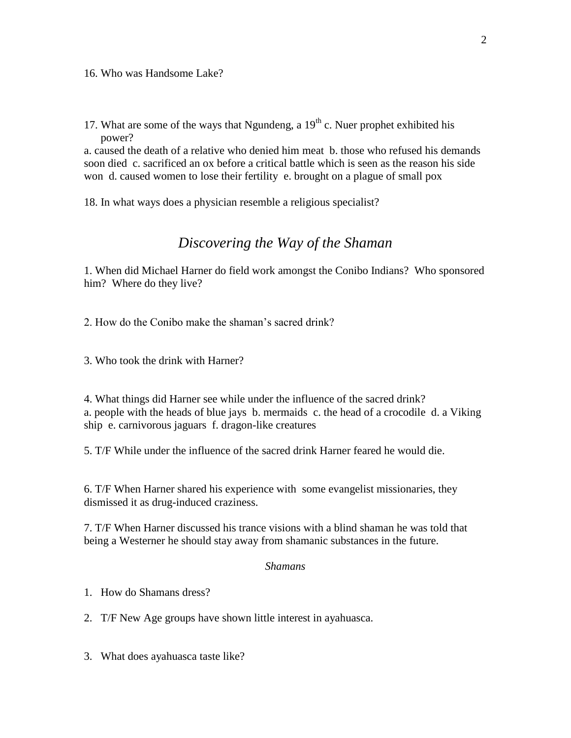16. Who was Handsome Lake?

17. What are some of the ways that Ngundeng, a 19th c. Nuer prophet exhibited his power?

a. caused the death of a relative who denied him meat b. those who refused his demands soon died c. sacrificed an ox before a critical battle which is seen as the reason his side won d. caused women to lose their fertility e. brought on a plague of small pox

18. In what ways does a physician resemble a religious specialist?

## *Discovering the Way of the Shaman*

1. When did Michael Harner do field work amongst the Conibo Indians? Who sponsored him? Where do they live?

2. How do the Conibo make the shaman's sacred drink?

3. Who took the drink with Harner?

4. What things did Harner see while under the influence of the sacred drink?

a. people with the heads of blue jays b. mermaids c. the head of a crocodile d. a Viking ship e. carnivorous jaguars f. dragon-like creatures

5. T/F While under the influence of the sacred drink Harner feared he would die.

6. T/F When Harner shared his experience with some evangelist missionaries, they dismissed it as drug-induced craziness.

7. T/F When Harner discussed his trance visions with a blind shaman he was told that being a Westerner he should stay away from shamanic substances in the future.

### *Shamans*

1. How do Shamans dress?
2. T/F New Age groups have shown little interest in ayahuasca.
3. What does ayahuasca taste like?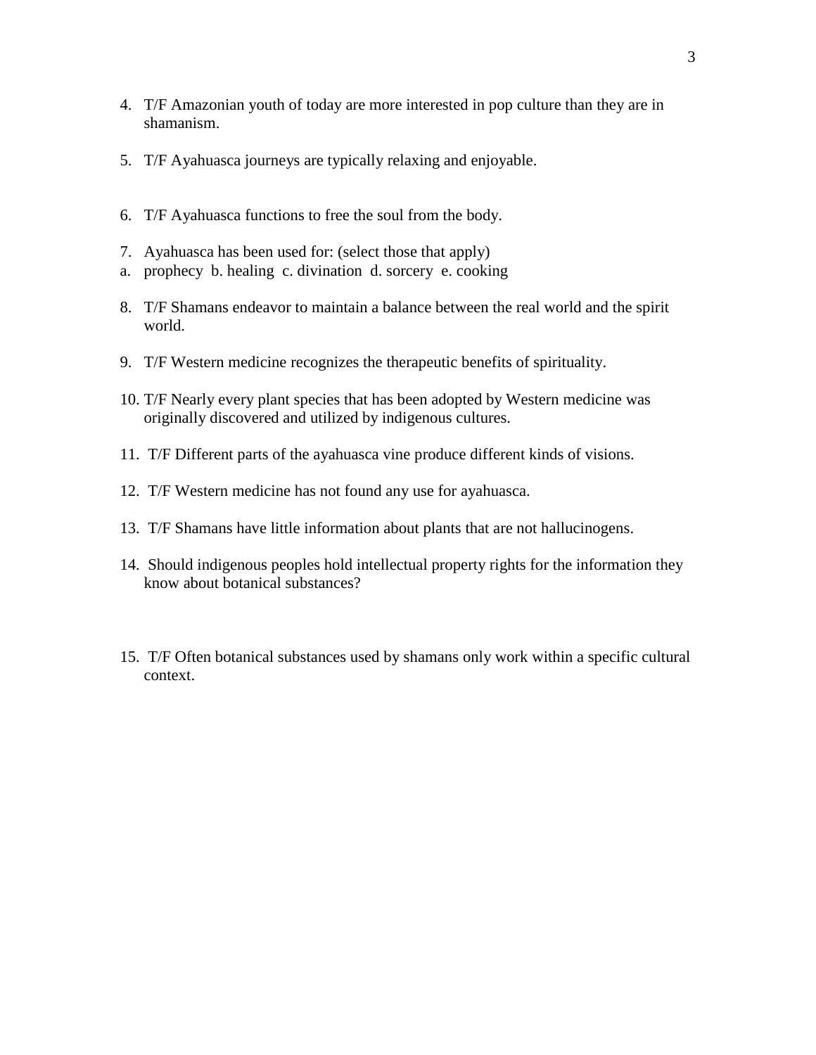4. T/F Amazonian youth of today are more interested in pop culture than they are in shamanism.

5. T/F Ayahuasca journeys are typically relaxing and enjoyable.

6. T/F Ayahuasca functions to free the soul from the body.

7. Ayahuasca has been used for: (select those that apply)

a. prophecy b. healing c. divination d. sorcery e. cooking

8. T/F Shamans endeavor to maintain a balance between the real world and the spirit world.

9. T/F Western medicine recognizes the therapeutic benefits of spirituality.

10. T/F Nearly every plant species that has been adopted by Western medicine was originally discovered and utilized by indigenous cultures.

11. T/F Different parts of the ayahuasca vine produce different kinds of visions.

12. T/F Western medicine has not found any use for ayahuasca.

13. T/F Shamans have little information about plants that are not hallucinogens.

14. Should indigenous peoples hold intellectual property rights for the information they know about botanical substances?

15. T/F Often botanical substances used by shamans only work within a specific cultural context.